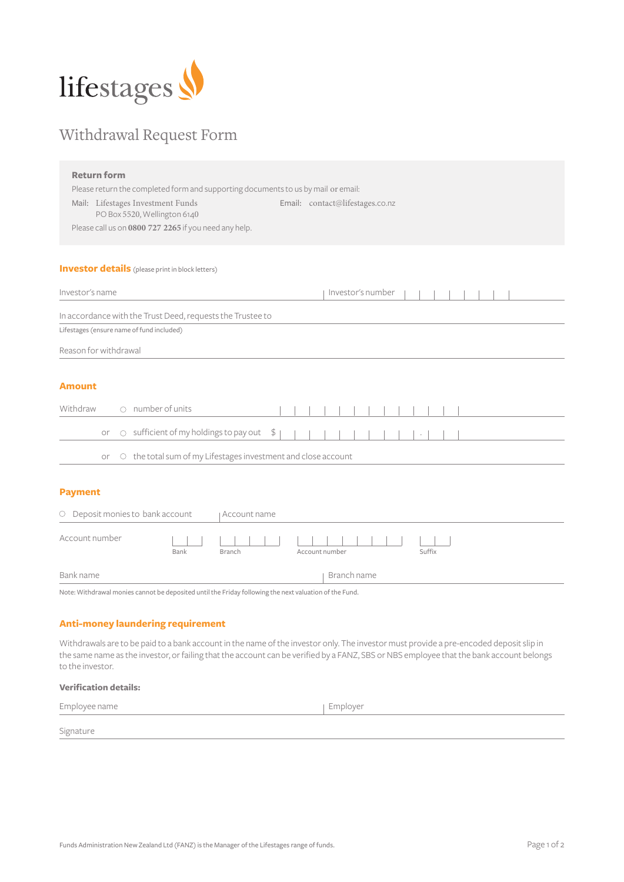lifestages

# Withdrawal Request Form

**Return form**

Please return the completed form and supporting documents to us by mail or email:

Mail: Lifestages Investment Funds
PO Box 5520, Wellington 6140

Email: contact@lifestages.co.nz

Please call us on **0800 727 2265** if you need any help.

## Investor details (please print in block letters)

Investor's name | Investor's number

In accordance with the Trust Deed, requests the Trustee to

Lifestages (ensure name of fund included)

Reason for withdrawal

## Amount

Withdraw ○ number of units

or ○ sufficient of my holdings to pay out $ .

or ○ the total sum of my Lifestages investment and close account

## Payment

○ Deposit monies to bank account | Account name

Account number: Bank | Branch | Account number | Suffix

Bank name | Branch name

Note: Withdrawal monies cannot be deposited until the Friday following the next valuation of the Fund.

## Anti-money laundering requirement

Withdrawals are to be paid to a bank account in the name of the investor only. The investor must provide a pre-encoded deposit slip in the same name as the investor, or failing that the account can be verified by a FANZ, SBS or NBS employee that the bank account belongs to the investor.

**Verification details:**

Employee name | Employer

Signature

Funds Administration New Zealand Ltd (FANZ) is the Manager of the Lifestages range of funds.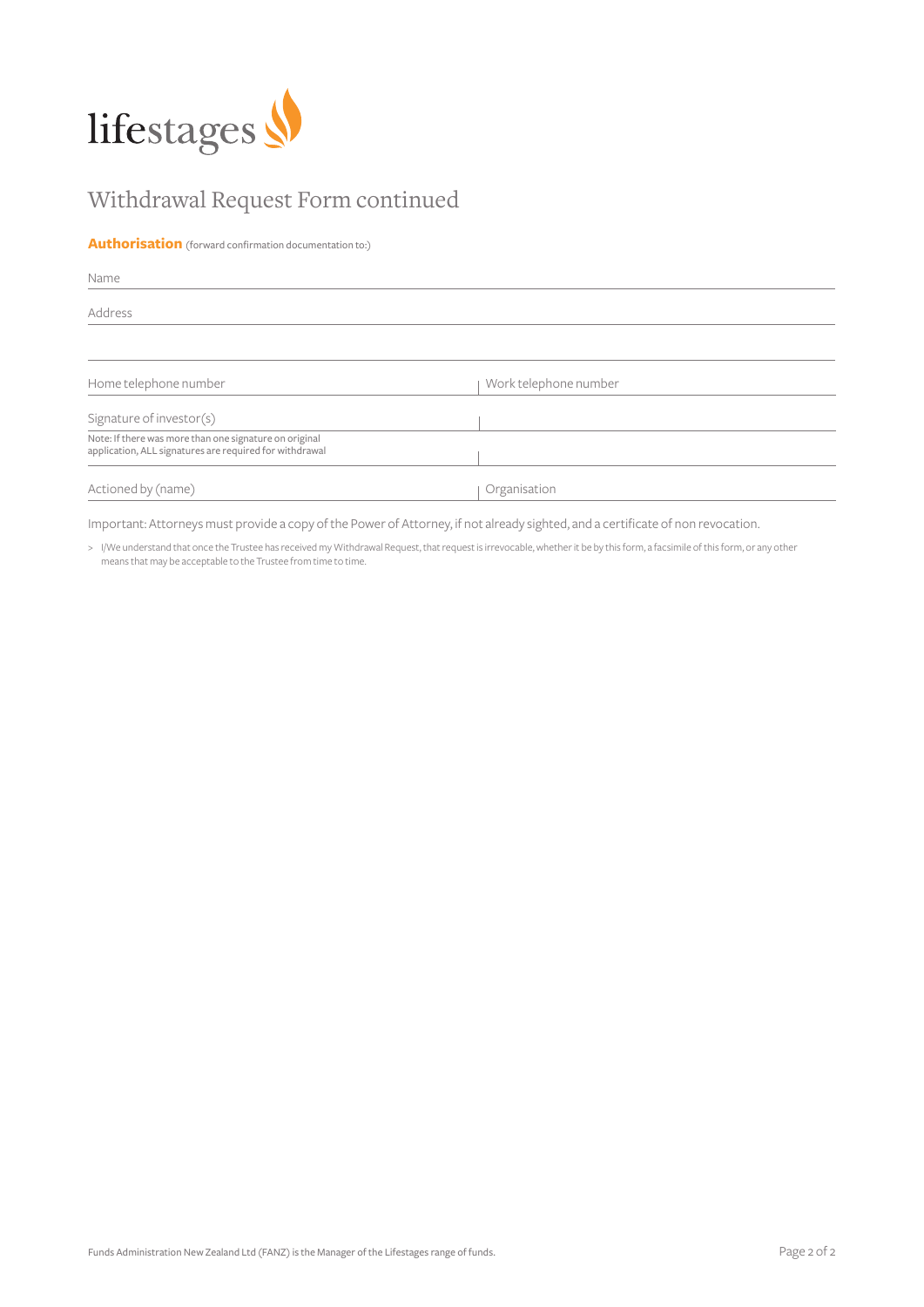lifestages

# Withdrawal Request Form continued

**Authorisation** (forward confirmation documentation to:)

Name

Address

| | |
|---|---|
| Home telephone number | Work telephone number |
| Signature of investor(s) | |
| Note: If there was more than one signature on original application, ALL signatures are required for withdrawal | |
| Actioned by (name) | Organisation |

Important: Attorneys must provide a copy of the Power of Attorney, if not already sighted, and a certificate of non revocation.

> I/We understand that once the Trustee has received my Withdrawal Request, that request is irrevocable, whether it be by this form, a facsimile of this form, or any other means that may be acceptable to the Trustee from time to time.

Funds Administration New Zealand Ltd (FANZ) is the Manager of the Lifestages range of funds.